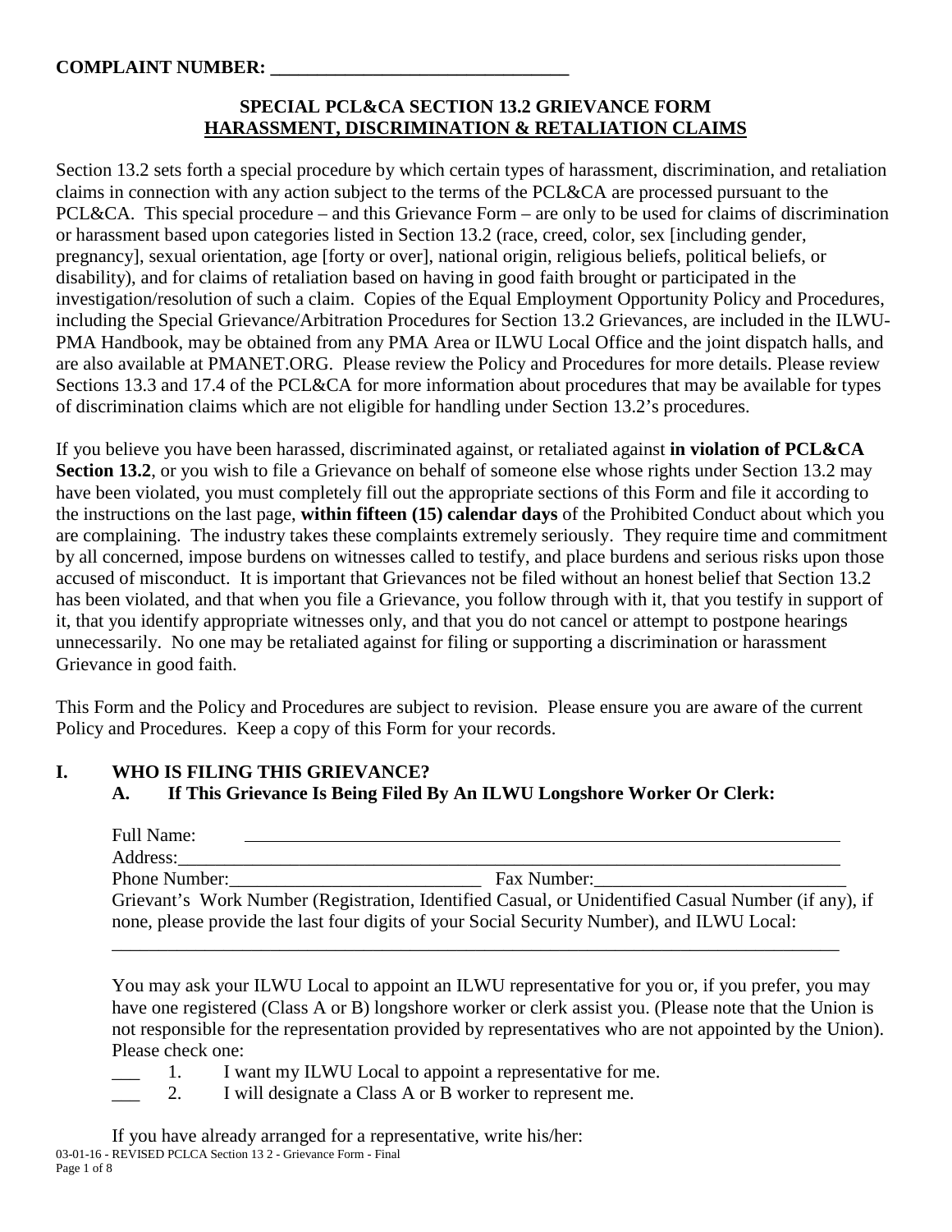**COMPLAINT NUMBER: ______________________________**

## SPECIAL PCL&CA SECTION 13.2 GRIEVANCE FORM
## HARASSMENT, DISCRIMINATION & RETALIATION CLAIMS

Section 13.2 sets forth a special procedure by which certain types of harassment, discrimination, and retaliation claims in connection with any action subject to the terms of the PCL&CA are processed pursuant to the PCL&CA. This special procedure – and this Grievance Form – are only to be used for claims of discrimination or harassment based upon categories listed in Section 13.2 (race, creed, color, sex [including gender, pregnancy], sexual orientation, age [forty or over], national origin, religious beliefs, political beliefs, or disability), and for claims of retaliation based on having in good faith brought or participated in the investigation/resolution of such a claim. Copies of the Equal Employment Opportunity Policy and Procedures, including the Special Grievance/Arbitration Procedures for Section 13.2 Grievances, are included in the ILWU-PMA Handbook, may be obtained from any PMA Area or ILWU Local Office and the joint dispatch halls, and are also available at PMANET.ORG. Please review the Policy and Procedures for more details. Please review Sections 13.3 and 17.4 of the PCL&CA for more information about procedures that may be available for types of discrimination claims which are not eligible for handling under Section 13.2's procedures.

If you believe you have been harassed, discriminated against, or retaliated against **in violation of PCL&CA Section 13.2**, or you wish to file a Grievance on behalf of someone else whose rights under Section 13.2 may have been violated, you must completely fill out the appropriate sections of this Form and file it according to the instructions on the last page, **within fifteen (15) calendar days** of the Prohibited Conduct about which you are complaining. The industry takes these complaints extremely seriously. They require time and commitment by all concerned, impose burdens on witnesses called to testify, and place burdens and serious risks upon those accused of misconduct. It is important that Grievances not be filed without an honest belief that Section 13.2 has been violated, and that when you file a Grievance, you follow through with it, that you testify in support of it, that you identify appropriate witnesses only, and that you do not cancel or attempt to postpone hearings unnecessarily. No one may be retaliated against for filing or supporting a discrimination or harassment Grievance in good faith.

This Form and the Policy and Procedures are subject to revision. Please ensure you are aware of the current Policy and Procedures. Keep a copy of this Form for your records.

### I. WHO IS FILING THIS GRIEVANCE?

#### A. If This Grievance Is Being Filed By An ILWU Longshore Worker Or Clerk:

Full Name: ______________________________________________________________

Address:_________________________________________________________________

Phone Number:____________________________ Fax Number:___________________________

Grievant's Work Number (Registration, Identified Casual, or Unidentified Casual Number (if any), if none, please provide the last four digits of your Social Security Number), and ILWU Local:

_________________________________________________________________________

You may ask your ILWU Local to appoint an ILWU representative for you or, if you prefer, you may have one registered (Class A or B) longshore worker or clerk assist you. (Please note that the Union is not responsible for the representation provided by representatives who are not appointed by the Union). Please check one:

___ 1. I want my ILWU Local to appoint a representative for me.

___ 2. I will designate a Class A or B worker to represent me.

If you have already arranged for a representative, write his/her: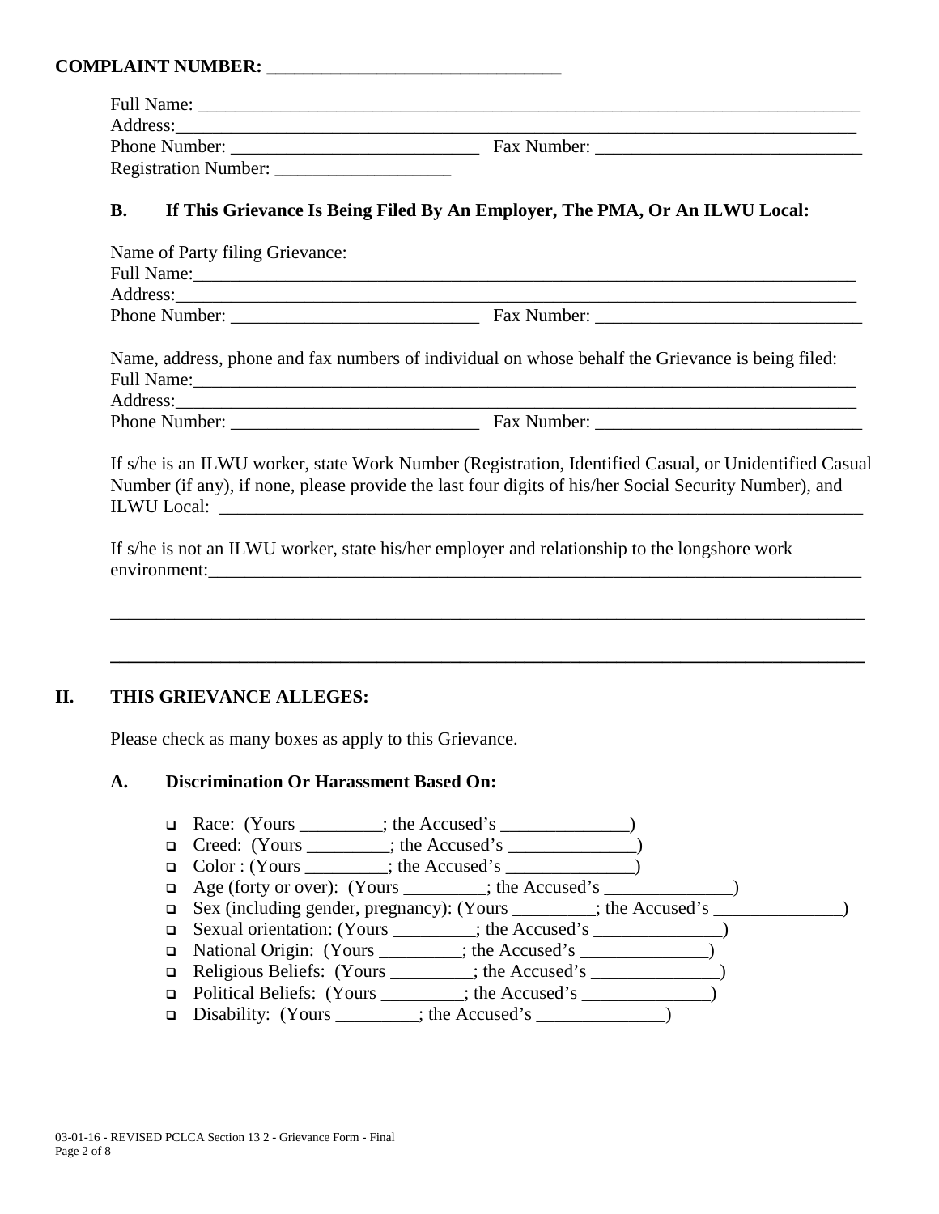**COMPLAINT NUMBER: ______________________________**

Full Name: ___________________________________________________________________________

Address: ___________________________________________________________________________

Phone Number: ___________________________ Fax Number: ______________________________

Registration Number: ___________________

### B. If This Grievance Is Being Filed By An Employer, The PMA, Or An ILWU Local:

Name of Party filing Grievance:

Full Name: ___________________________________________________________________________

Address: ___________________________________________________________________________

Phone Number: ___________________________ Fax Number: ______________________________

Name, address, phone and fax numbers of individual on whose behalf the Grievance is being filed:

Full Name: ___________________________________________________________________________

Address: ___________________________________________________________________________

Phone Number: ___________________________ Fax Number: ______________________________

If s/he is an ILWU worker, state Work Number (Registration, Identified Casual, or Unidentified Casual Number (if any), if none, please provide the last four digits of his/her Social Security Number), and ILWU Local: ___________________________________________________________________________

If s/he is not an ILWU worker, state his/her employer and relationship to the longshore work environment: ___________________________________________________________________________

___________________________________________________________________________

___________________________________________________________________________

## II. THIS GRIEVANCE ALLEGES:

Please check as many boxes as apply to this Grievance.

### A. Discrimination Or Harassment Based On:

- ❑ Race: (Yours _________; the Accused's ______________)
- ❑ Creed: (Yours _________; the Accused's ______________)
- ❑ Color : (Yours _________; the Accused's ______________)
- ❑ Age (forty or over): (Yours _________; the Accused's ______________)
- ❑ Sex (including gender, pregnancy): (Yours _________; the Accused's ______________)
- ❑ Sexual orientation: (Yours _________; the Accused's ______________)
- ❑ National Origin: (Yours _________; the Accused's ______________)
- ❑ Religious Beliefs: (Yours _________; the Accused's ______________)
- ❑ Political Beliefs: (Yours _________; the Accused's ______________)
- ❑ Disability: (Yours _________; the Accused's ______________)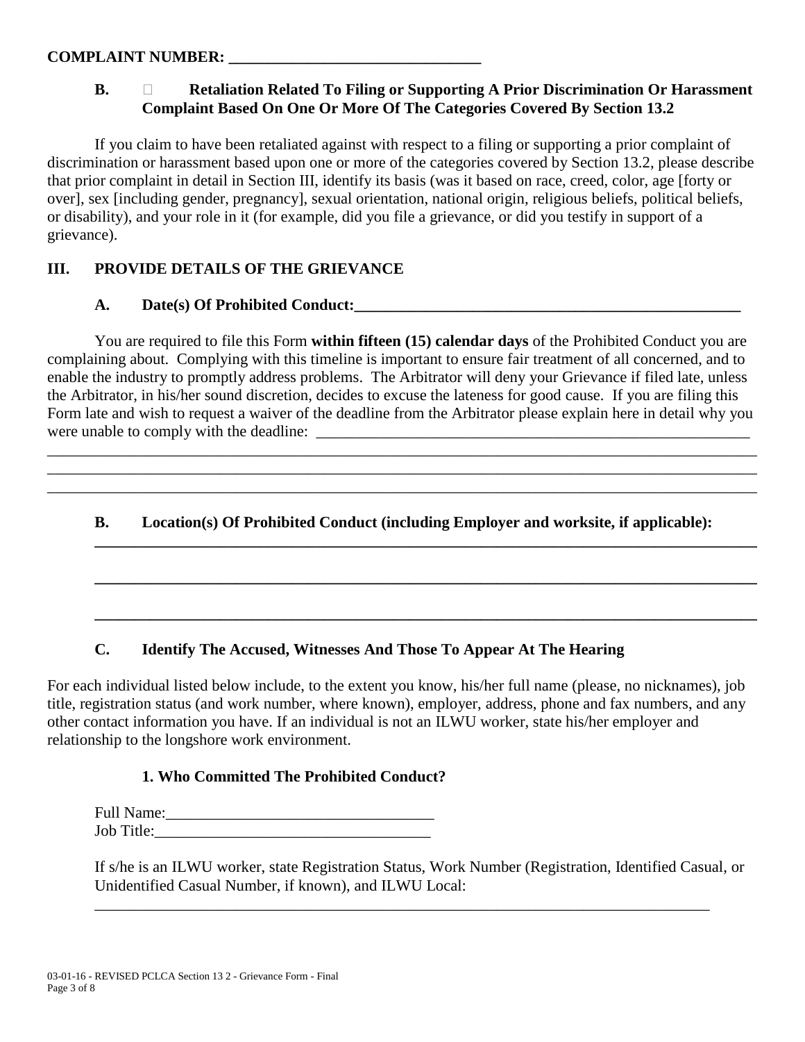**COMPLAINT NUMBER: ________________________________**

**B. ☐ Retaliation Related To Filing or Supporting A Prior Discrimination Or Harassment Complaint Based On One Or More Of The Categories Covered By Section 13.2**

If you claim to have been retaliated against with respect to a filing or supporting a prior complaint of discrimination or harassment based upon one or more of the categories covered by Section 13.2, please describe that prior complaint in detail in Section III, identify its basis (was it based on race, creed, color, age [forty or over], sex [including gender, pregnancy], sexual orientation, national origin, religious beliefs, political beliefs, or disability), and your role in it (for example, did you file a grievance, or did you testify in support of a grievance).

## III. PROVIDE DETAILS OF THE GRIEVANCE

**A. Date(s) Of Prohibited Conduct:_____________________________________________________**

You are required to file this Form **within fifteen (15) calendar days** of the Prohibited Conduct you are complaining about. Complying with this timeline is important to ensure fair treatment of all concerned, and to enable the industry to promptly address problems. The Arbitrator will deny your Grievance if filed late, unless the Arbitrator, in his/her sound discretion, decides to excuse the lateness for good cause. If you are filing this Form late and wish to request a waiver of the deadline from the Arbitrator please explain here in detail why you were unable to comply with the deadline: ___________________________________________________________

___________________________________________________________________________________________
___________________________________________________________________________________________
___________________________________________________________________________________________

**B. Location(s) Of Prohibited Conduct (including Employer and worksite, if applicable):**

**_______________________________________________________________________________________**

**_______________________________________________________________________________________**

**_______________________________________________________________________________________**

**C. Identify The Accused, Witnesses And Those To Appear At The Hearing**

For each individual listed below include, to the extent you know, his/her full name (please, no nicknames), job title, registration status (and work number, where known), employer, address, phone and fax numbers, and any other contact information you have. If an individual is not an ILWU worker, state his/her employer and relationship to the longshore work environment.

**1. Who Committed The Prohibited Conduct?**

Full Name:__________________________________
Job Title:___________________________________

If s/he is an ILWU worker, state Registration Status, Work Number (Registration, Identified Casual, or Unidentified Casual Number, if known), and ILWU Local:

_________________________________________________________________________________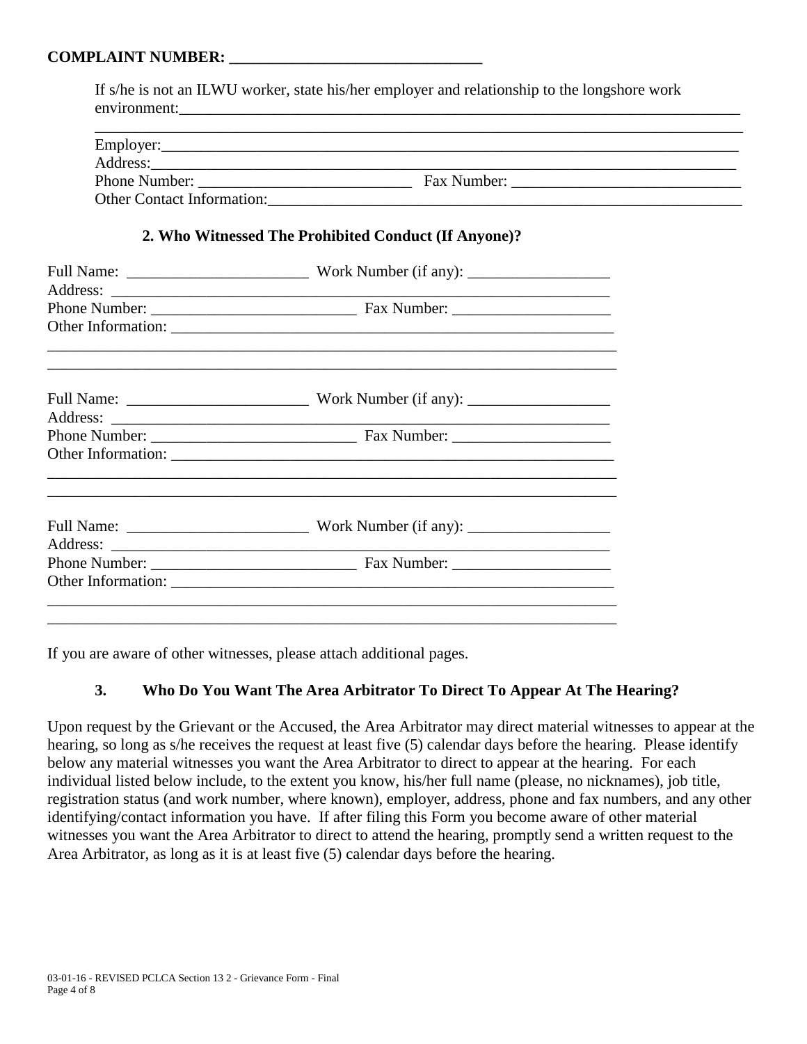**COMPLAINT NUMBER: _______________________________**

If s/he is not an ILWU worker, state his/her employer and relationship to the longshore work environment:___________________________________________________________________________

_______________________________________________________________________________

Employer:_______________________________________________________________________

Address:________________________________________________________________________

Phone Number: ___________________________ Fax Number: _____________________________

Other Contact Information:_________________________________________________________

### 2. Who Witnessed The Prohibited Conduct (If Anyone)?

Full Name: _______________________ Work Number (if any): __________________

Address: _______________________________________________________________

Phone Number: __________________________ Fax Number: ____________________

Other Information: ________________________________________________________

___________________________________________________________________________

___________________________________________________________________________

Full Name: _______________________ Work Number (if any): __________________

Address: _______________________________________________________________

Phone Number: __________________________ Fax Number: ____________________

Other Information: ________________________________________________________

___________________________________________________________________________

___________________________________________________________________________

Full Name: _______________________ Work Number (if any): __________________

Address: _______________________________________________________________

Phone Number: __________________________ Fax Number: ____________________

Other Information: ________________________________________________________

___________________________________________________________________________

___________________________________________________________________________

If you are aware of other witnesses, please attach additional pages.

### 3. Who Do You Want The Area Arbitrator To Direct To Appear At The Hearing?

Upon request by the Grievant or the Accused, the Area Arbitrator may direct material witnesses to appear at the hearing, so long as s/he receives the request at least five (5) calendar days before the hearing. Please identify below any material witnesses you want the Area Arbitrator to direct to appear at the hearing. For each individual listed below include, to the extent you know, his/her full name (please, no nicknames), job title, registration status (and work number, where known), employer, address, phone and fax numbers, and any other identifying/contact information you have. If after filing this Form you become aware of other material witnesses you want the Area Arbitrator to direct to attend the hearing, promptly send a written request to the Area Arbitrator, as long as it is at least five (5) calendar days before the hearing.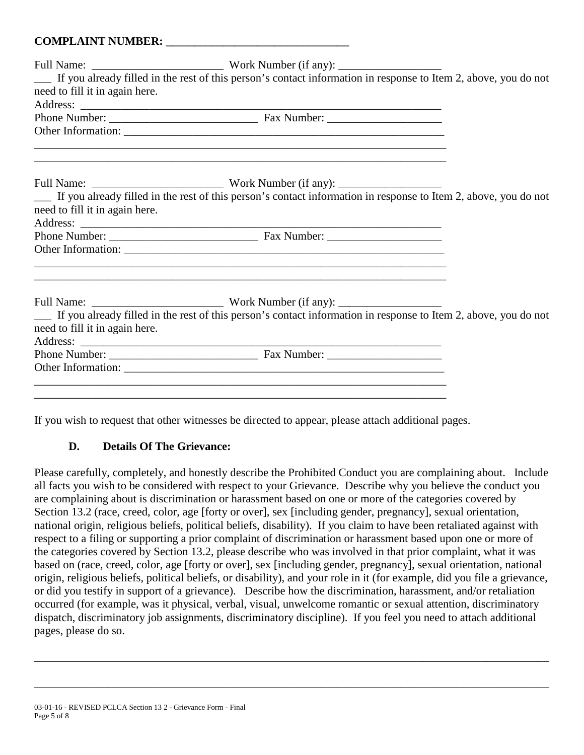**COMPLAINT NUMBER: ________________________________**

Full Name: _______________________ Work Number (if any): __________________

___ If you already filled in the rest of this person's contact information in response to Item 2, above, you do not need to fill it in again here.

Address: ___________________________________________________________________

Phone Number: __________________________ Fax Number: ____________________

Other Information: ___________________________________________________________

__________________________________________________________________________

__________________________________________________________________________

Full Name: _______________________ Work Number (if any): __________________

___ If you already filled in the rest of this person's contact information in response to Item 2, above, you do not need to fill it in again here.

Address: ___________________________________________________________________

Phone Number: __________________________ Fax Number: ____________________

Other Information: ___________________________________________________________

__________________________________________________________________________

__________________________________________________________________________

Full Name: _______________________ Work Number (if any): __________________

___ If you already filled in the rest of this person's contact information in response to Item 2, above, you do not need to fill it in again here.

Address: ___________________________________________________________________

Phone Number: __________________________ Fax Number: ____________________

Other Information: ___________________________________________________________

__________________________________________________________________________

__________________________________________________________________________

If you wish to request that other witnesses be directed to appear, please attach additional pages.

### D. Details Of The Grievance:

Please carefully, completely, and honestly describe the Prohibited Conduct you are complaining about. Include all facts you wish to be considered with respect to your Grievance. Describe why you believe the conduct you are complaining about is discrimination or harassment based on one or more of the categories covered by Section 13.2 (race, creed, color, age [forty or over], sex [including gender, pregnancy], sexual orientation, national origin, religious beliefs, political beliefs, disability). If you claim to have been retaliated against with respect to a filing or supporting a prior complaint of discrimination or harassment based upon one or more of the categories covered by Section 13.2, please describe who was involved in that prior complaint, what it was based on (race, creed, color, age [forty or over], sex [including gender, pregnancy], sexual orientation, national origin, religious beliefs, political beliefs, or disability), and your role in it (for example, did you file a grievance, or did you testify in support of a grievance). Describe how the discrimination, harassment, and/or retaliation occurred (for example, was it physical, verbal, visual, unwelcome romantic or sexual attention, discriminatory dispatch, discriminatory job assignments, discriminatory discipline). If you feel you need to attach additional pages, please do so.

______________________________________________________________________________________

______________________________________________________________________________________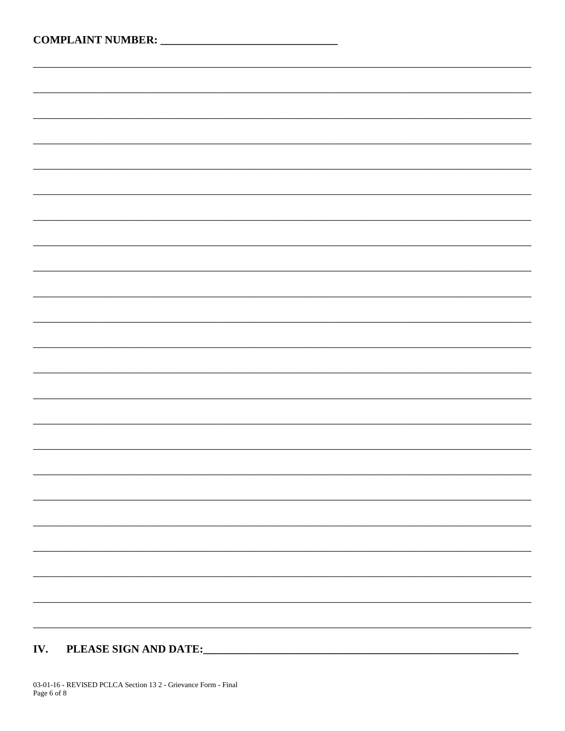**COMPLAINT NUMBER: _______________________________**

_______________________________________________________________________________________

_______________________________________________________________________________________

_______________________________________________________________________________________

_______________________________________________________________________________________

_______________________________________________________________________________________

_______________________________________________________________________________________

_______________________________________________________________________________________

_______________________________________________________________________________________

_______________________________________________________________________________________

_______________________________________________________________________________________

_______________________________________________________________________________________

_______________________________________________________________________________________

_______________________________________________________________________________________

_______________________________________________________________________________________

_______________________________________________________________________________________

_______________________________________________________________________________________

_______________________________________________________________________________________

_______________________________________________________________________________________

_______________________________________________________________________________________

_______________________________________________________________________________________

_______________________________________________________________________________________

_______________________________________________________________________________________

_______________________________________________________________________________________

## IV. PLEASE SIGN AND DATE:_______________________________________________________

03-01-16 - REVISED PCLCA Section 13 2 - Grievance Form - Final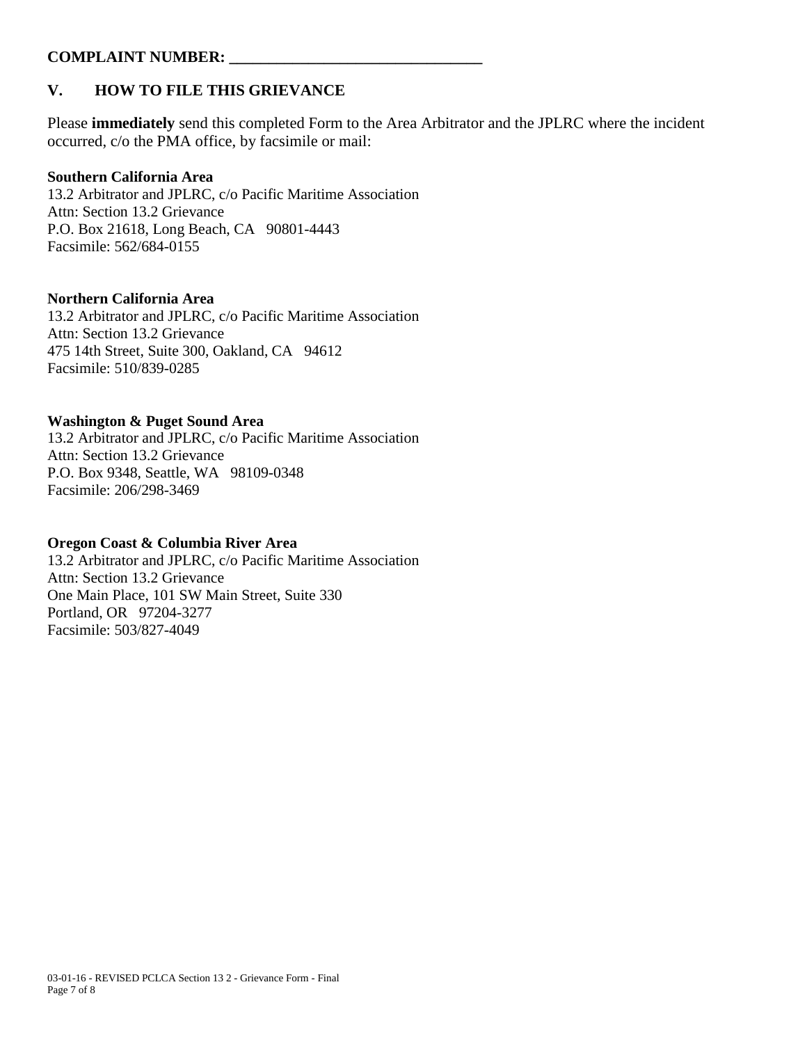**COMPLAINT NUMBER: _______________________________**

## V. HOW TO FILE THIS GRIEVANCE

Please **immediately** send this completed Form to the Area Arbitrator and the JPLRC where the incident occurred, c/o the PMA office, by facsimile or mail:

**Southern California Area**
13.2 Arbitrator and JPLRC, c/o Pacific Maritime Association
Attn: Section 13.2 Grievance
P.O. Box 21618, Long Beach, CA 90801-4443
Facsimile: 562/684-0155

**Northern California Area**
13.2 Arbitrator and JPLRC, c/o Pacific Maritime Association
Attn: Section 13.2 Grievance
475 14th Street, Suite 300, Oakland, CA 94612
Facsimile: 510/839-0285

**Washington & Puget Sound Area**
13.2 Arbitrator and JPLRC, c/o Pacific Maritime Association
Attn: Section 13.2 Grievance
P.O. Box 9348, Seattle, WA 98109-0348
Facsimile: 206/298-3469

**Oregon Coast & Columbia River Area**
13.2 Arbitrator and JPLRC, c/o Pacific Maritime Association
Attn: Section 13.2 Grievance
One Main Place, 101 SW Main Street, Suite 330
Portland, OR 97204-3277
Facsimile: 503/827-4049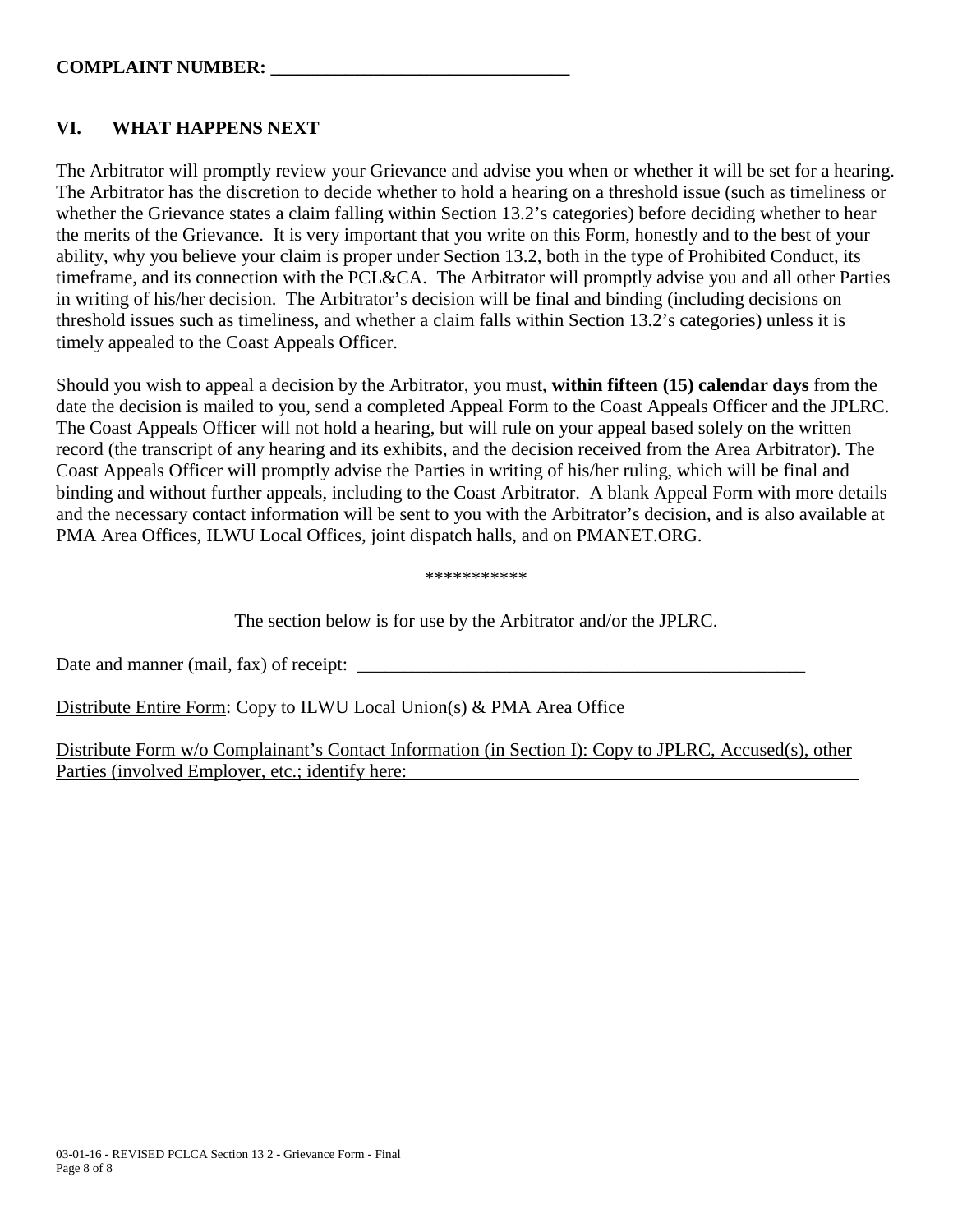**COMPLAINT NUMBER: _______________________________**

## VI. WHAT HAPPENS NEXT

The Arbitrator will promptly review your Grievance and advise you when or whether it will be set for a hearing. The Arbitrator has the discretion to decide whether to hold a hearing on a threshold issue (such as timeliness or whether the Grievance states a claim falling within Section 13.2's categories) before deciding whether to hear the merits of the Grievance. It is very important that you write on this Form, honestly and to the best of your ability, why you believe your claim is proper under Section 13.2, both in the type of Prohibited Conduct, its timeframe, and its connection with the PCL&CA. The Arbitrator will promptly advise you and all other Parties in writing of his/her decision. The Arbitrator's decision will be final and binding (including decisions on threshold issues such as timeliness, and whether a claim falls within Section 13.2's categories) unless it is timely appealed to the Coast Appeals Officer.

Should you wish to appeal a decision by the Arbitrator, you must, **within fifteen (15) calendar days** from the date the decision is mailed to you, send a completed Appeal Form to the Coast Appeals Officer and the JPLRC. The Coast Appeals Officer will not hold a hearing, but will rule on your appeal based solely on the written record (the transcript of any hearing and its exhibits, and the decision received from the Area Arbitrator). The Coast Appeals Officer will promptly advise the Parties in writing of his/her ruling, which will be final and binding and without further appeals, including to the Coast Arbitrator. A blank Appeal Form with more details and the necessary contact information will be sent to you with the Arbitrator's decision, and is also available at PMA Area Offices, ILWU Local Offices, joint dispatch halls, and on PMANET.ORG.

***********

The section below is for use by the Arbitrator and/or the JPLRC.

Date and manner (mail, fax) of receipt: ___________________________________________________

Distribute Entire Form: Copy to ILWU Local Union(s) & PMA Area Office

Distribute Form w/o Complainant's Contact Information (in Section I): Copy to JPLRC, Accused(s), other Parties (involved Employer, etc.; identify here: ___________________________________________________